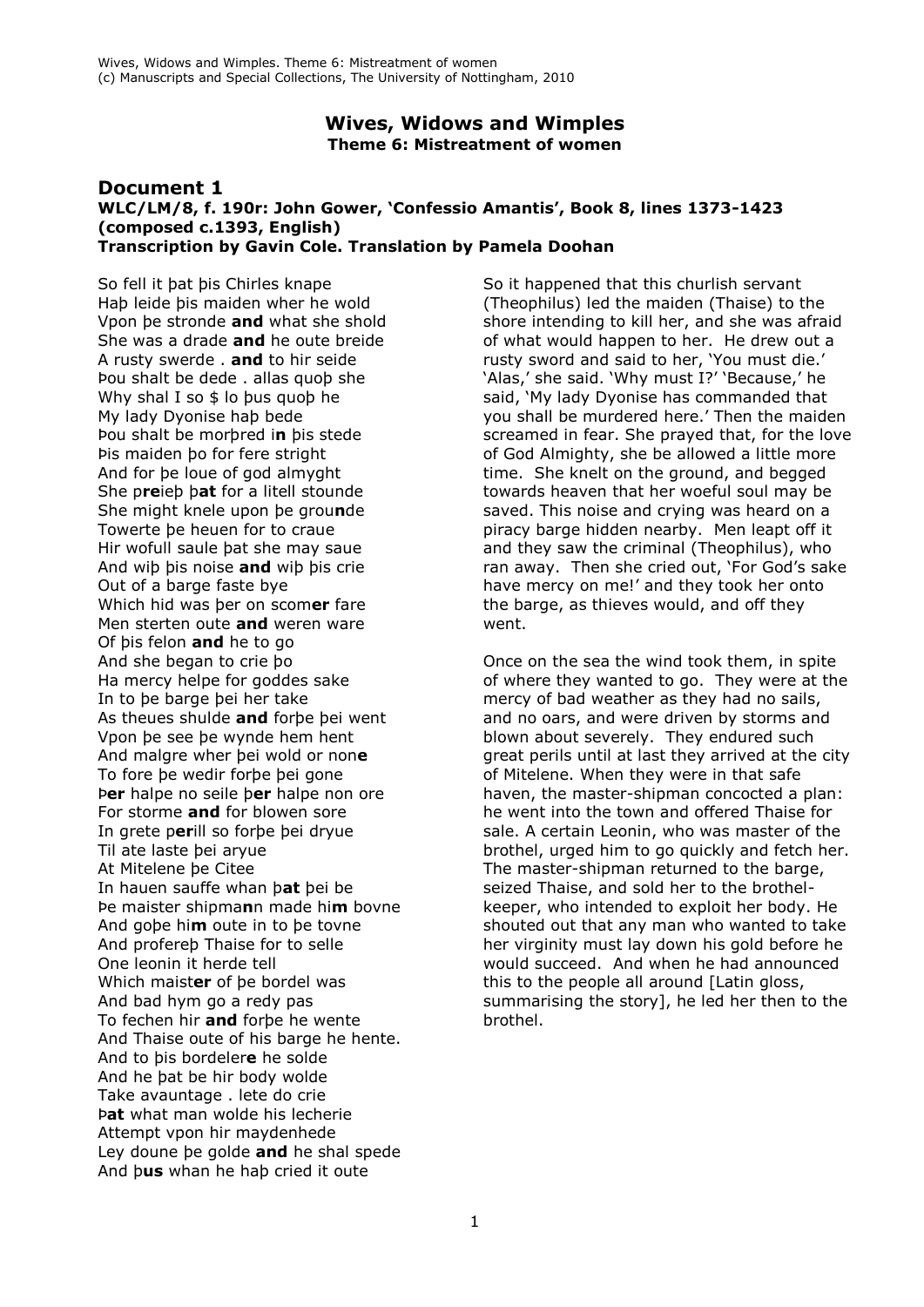# Wives, Widows and Wimples

**Theme 6: Mistreatment of women**

## Document 1

**WLC/LM/8, f. 190r: John Gower, 'Confessio Amantis', Book 8, lines 1373-1423 (composed c.1393, English)**
**Transcription by Gavin Cole. Translation by Pamela Doohan**

So fell it þat þis Chirles knape
Haþ leide þis maiden wher he wold
Vpon þe stronde **and** what she shold
She was a drade **and** he oute breide
A rusty swerde . **and** to hir seide
Þou shalt be dede . allas quoþ she
Why shal I so $ lo þus quoþ he
My lady Dyonise haþ bede
Þou shalt be morþred i**n** þis stede
Þis maiden þo for fere stright
And for þe loue of god almyght
She p**re**ieþ þ**at** for a litell stounde
She might knele upon þe grou**n**de
Towerte þe heuen for to craue
Hir wofull saule þat she may saue
And wiþ þis noise **and** wiþ þis crie
Out of a barge faste bye
Which hid was þer on scom**er** fare
Men sterten oute **and** weren ware
Of þis felon **and** he to go
And she began to crie þo
Ha mercy helpe for goddes sake
In to þe barge þei her take
As theues shulde **and** forþe þei went
Vpon þe see þe wynde hem hent
And malgre wher þei wold or non**e**
To fore þe wedir forþe þei gone
Þ**er** halpe no seile þ**er** halpe non ore
For storme **and** for blowen sore
In grete p**er**ill so forþe þei dryue
Til ate laste þei aryue
At Mitelene þe Citee
In hauen sauffe whan þ**at** þei be
Þe maister shipma**n**n made hi**m** bovne
And goþe hi**m** oute in to þe tovne
And profereþ Thaise for to selle
One leonin it herde tell
Which maist**er** of þe bordel was
And bad hym go a redy pas
To fechen hir **and** forþe he wente
And Thaise oute of his barge he hente.
And to þis bordeler**e** he solde
And he þat be hir body wolde
Take avauntage . lete do crie
Þ**at** what man wolde his lecherie
Attempt vpon hir maydenhede
Ley doune þe golde **and** he shal spede
And þ**us** whan he haþ cried it oute

So it happened that this churlish servant (Theophilus) led the maiden (Thaise) to the shore intending to kill her, and she was afraid of what would happen to her. He drew out a rusty sword and said to her, 'You must die.' 'Alas,' she said. 'Why must I?' 'Because,' he said, 'My lady Dyonise has commanded that you shall be murdered here.' Then the maiden screamed in fear. She prayed that, for the love of God Almighty, she be allowed a little more time. She knelt on the ground, and begged towards heaven that her woeful soul may be saved. This noise and crying was heard on a piracy barge hidden nearby. Men leapt off it and they saw the criminal (Theophilus), who ran away. Then she cried out, 'For God's sake have mercy on me!' and they took her onto the barge, as thieves would, and off they went.

Once on the sea the wind took them, in spite of where they wanted to go. They were at the mercy of bad weather as they had no sails, and no oars, and were driven by storms and blown about severely. They endured such great perils until at last they arrived at the city of Mitelene. When they were in that safe haven, the master-shipman concocted a plan: he went into the town and offered Thaise for sale. A certain Leonin, who was master of the brothel, urged him to go quickly and fetch her. The master-shipman returned to the barge, seized Thaise, and sold her to the brothel-keeper, who intended to exploit her body. He shouted out that any man who wanted to take her virginity must lay down his gold before he would succeed. And when he had announced this to the people all around [Latin gloss, summarising the story], he led her then to the brothel.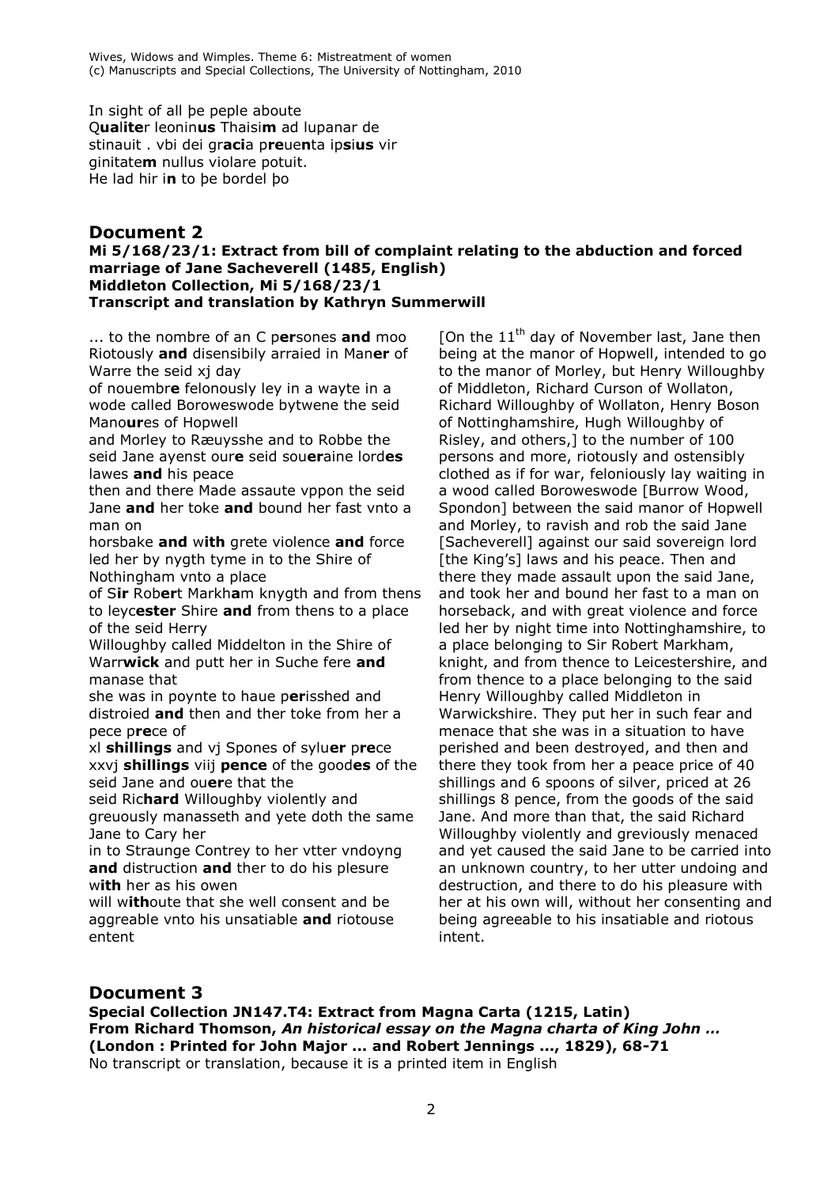In sight of all þe peple aboute
Q**ua**l**ite**r leonin**us** Thaisi**m** ad lupanar de
stinauit . vbi dei gr**aci**a p**re**ue**n**ta ip**s**i**us** vir
ginitate**m** nullus violare potuit.
He lad hir i**n** to þe bordel þo

## Document 2

### Mi 5/168/23/1: Extract from bill of complaint relating to the abduction and forced marriage of Jane Sacheverell (1485, English)
### Middleton Collection, Mi 5/168/23/1
### Transcript and translation by Kathryn Summerwill

... to the nombre of an C p**er**sones **and** moo
Riotously **and** disensibily arraied in Man**er** of Warre the seid xj day
of nouembr**e** felonously ley in a wayte in a wode called Boroweswode bytwene the seid Mano**ur**es of Hopwell
and Morley to Ræuysshe and to Robbe the seid Jane ayenst our**e** seid sou**er**aine lord**es** lawes **and** his peace
then and there Made assaute vppon the seid Jane **and** her toke **and** bound her fast vnto a man on
horsbake **and** w**ith** grete violence **and** force led her by nygth tyme in to the Shire of Nothingham vnto a place
of S**ir** Rob**er**t Markh**a**m knygth and from thens to leyc**ester** Shire **and** from thens to a place of the seid Herry
Willoughby called Middelton in the Shire of Warr**wick** and putt her in Suche fere **and** manase that
she was in poynte to haue p**er**isshed and distroied **and** then and ther toke from her a pece p**re**ce of
xl **shillings** and vj Spones of sylu**er** p**re**ce xxvj **shillings** viij **pence** of the good**es** of the seid Jane and ou**er**e that the
seid Ric**hard** Willoughby violently and greuously manasseth and yete doth the same Jane to Cary her
in to Straunge Contrey to her vtter vndoyng **and** distruction **and** ther to do his plesure w**ith** her as his owen
will w**ith**oute that she well consent and be aggreable vnto his unsatiable **and** riotouse entent

[On the 11th day of November last, Jane then being at the manor of Hopwell, intended to go to the manor of Morley, but Henry Willoughby of Middleton, Richard Curson of Wollaton, Richard Willoughby of Wollaton, Henry Boson of Nottinghamshire, Hugh Willoughby of Risley, and others,] to the number of 100 persons and more, riotously and ostensibly clothed as if for war, feloniously lay waiting in a wood called Boroweswode [Burrow Wood, Spondon] between the said manor of Hopwell and Morley, to ravish and rob the said Jane [Sacheverell] against our said sovereign lord [the King's] laws and his peace. Then and there they made assault upon the said Jane, and took her and bound her fast to a man on horseback, and with great violence and force led her by night time into Nottinghamshire, to a place belonging to Sir Robert Markham, knight, and from thence to Leicestershire, and from thence to a place belonging to the said Henry Willoughby called Middleton in Warwickshire. They put her in such fear and menace that she was in a situation to have perished and been destroyed, and then and there they took from her a peace price of 40 shillings and 6 spoons of silver, priced at 26 shillings 8 pence, from the goods of the said Jane. And more than that, the said Richard Willoughby violently and greviously menaced and yet caused the said Jane to be carried into an unknown country, to her utter undoing and destruction, and there to do his pleasure with her at his own will, without her consenting and being agreeable to his insatiable and riotous intent.

## Document 3

### Special Collection JN147.T4: Extract from Magna Carta (1215, Latin)
### From Richard Thomson, *An historical essay on the Magna charta of King John ...* (London : Printed for John Major ... and Robert Jennings ..., 1829), 68-71

No transcript or translation, because it is a printed item in English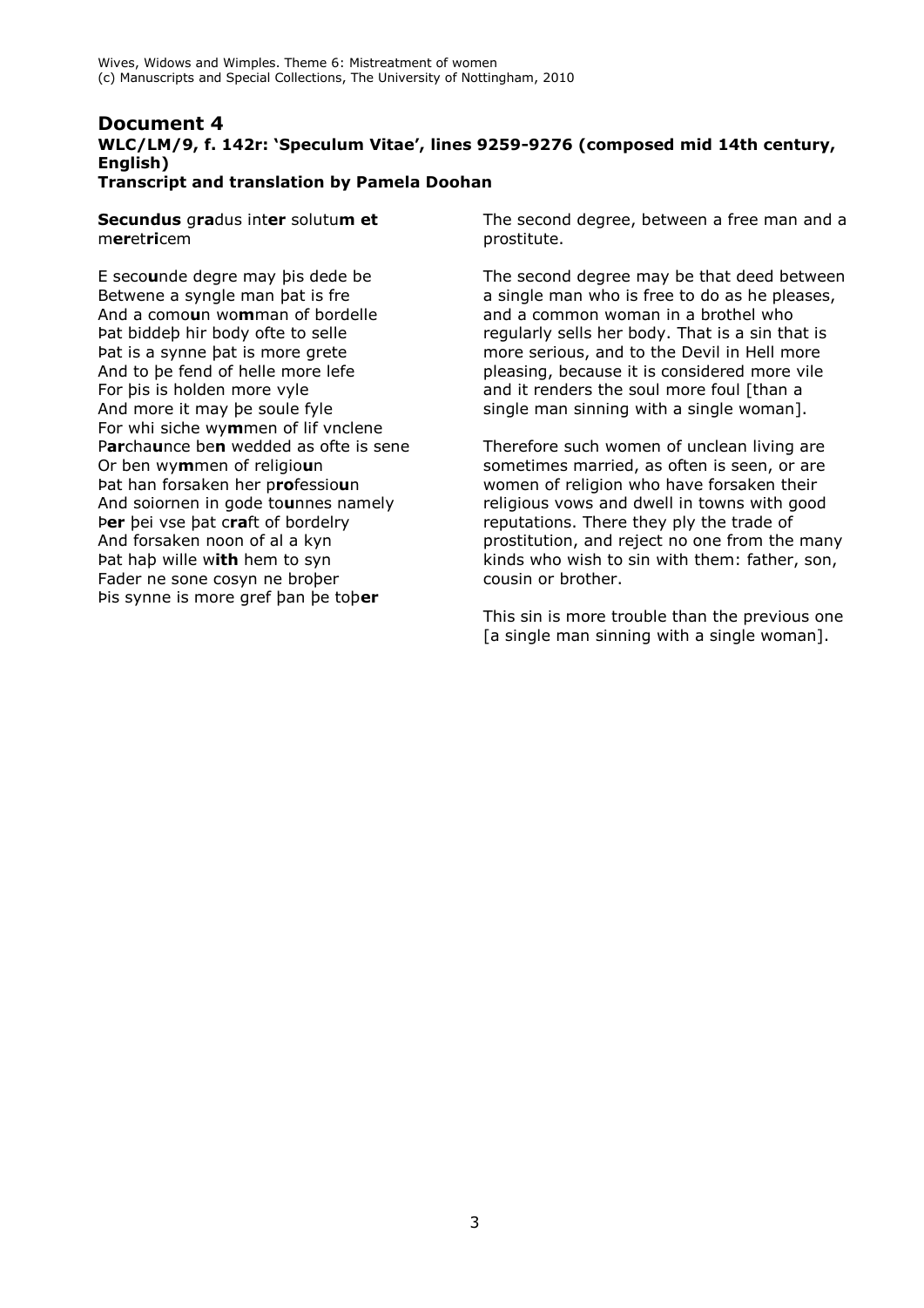## Document 4

### WLC/LM/9, f. 142r: 'Speculum Vitae', lines 9259-9276 (composed mid 14th century, English)

### Transcript and translation by Pamela Doohan

**Secundus** g**ra**dus int**er** solutu**m et** m**er**et**ri**cem

E seco**u**nde degre may þis dede be
Betwene a syngle man þat is fre
And a comoo**u**n wo**m**man of bordelle
Þat biddeþ hir body ofte to selle
Þat is a synne þat is more grete
And to þe fend of helle more lefe
For þis is holden more vyle
And more it may þe soule fyle
For whi siche wy**m**men of lif vnclene
P**ar**cha**u**nce be**n** wedded as ofte is sene
Or ben wy**m**men of religio**u**n
Þat han forsaken her p**ro**fessio**u**n
And soiornen in gode to**u**nnes namely
Þ**er** þei vse þat c**ra**ft of bordelry
And forsaken noon of al a kyn
Þat haþ wille w**ith** hem to syn
Fader ne sone cosyn ne broþer
Þis synne is more gref þan þe toþ**er**

The second degree, between a free man and a prostitute.

The second degree may be that deed between a single man who is free to do as he pleases, and a common woman in a brothel who regularly sells her body. That is a sin that is more serious, and to the Devil in Hell more pleasing, because it is considered more vile and it renders the soul more foul [than a single man sinning with a single woman].

Therefore such women of unclean living are sometimes married, as often is seen, or are women of religion who have forsaken their religious vows and dwell in towns with good reputations. There they ply the trade of prostitution, and reject no one from the many kinds who wish to sin with them: father, son, cousin or brother.

This sin is more trouble than the previous one [a single man sinning with a single woman].